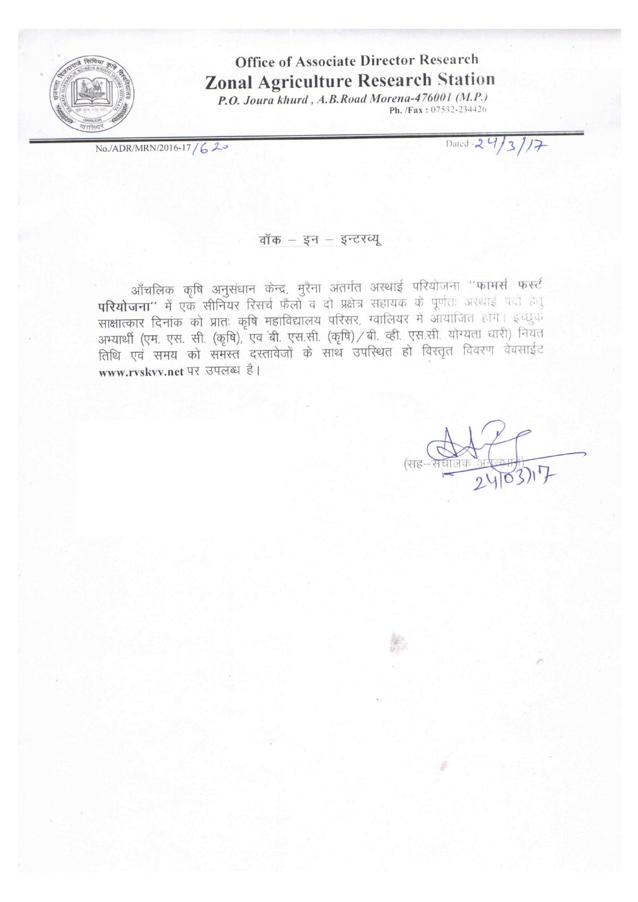**Office of Associate Director Research**

## Zonal Agriculture Research Station

*P.O. Joura khurd , A.B.Road Morena-476001 (M.P.)*

Ph. /Fax : 07532-234426

No./ADR/MRN/2016-17/620

Dated:- 24/3/17

### वॉक – इन – इन्टरव्यू

आँचलिक कृषि अनुसंधान केन्द्र, मुरैना अंतर्गत अस्थाई परियोजना **"फार्मर्स फर्स्ट परियोजना"** में एक सीनियर रिसर्च फैलो व दो प्रक्षेत्र सहायक के पूर्णतः अस्थाई पदों हेतु साक्षात्कार दिनांक को प्रातः कृषि महाविद्यालय परिसर, ग्वालियर मे आयोजित होंगे। इच्छुक अभ्यार्थी (एम. एस. सी. (कृषि), एवं बी. एस.सी. (कृषि) / बी. व्ही. एस.सी. योग्यता धारी) नियत तिथि एवं समय को समस्त दस्तावेजों के साथ उपस्थित हो विस्तृत विवरण वेबसाईट **www.rvskvv.net** पर उपलब्ध है।

24/03/17

(सह–संचालक अनुसंधान)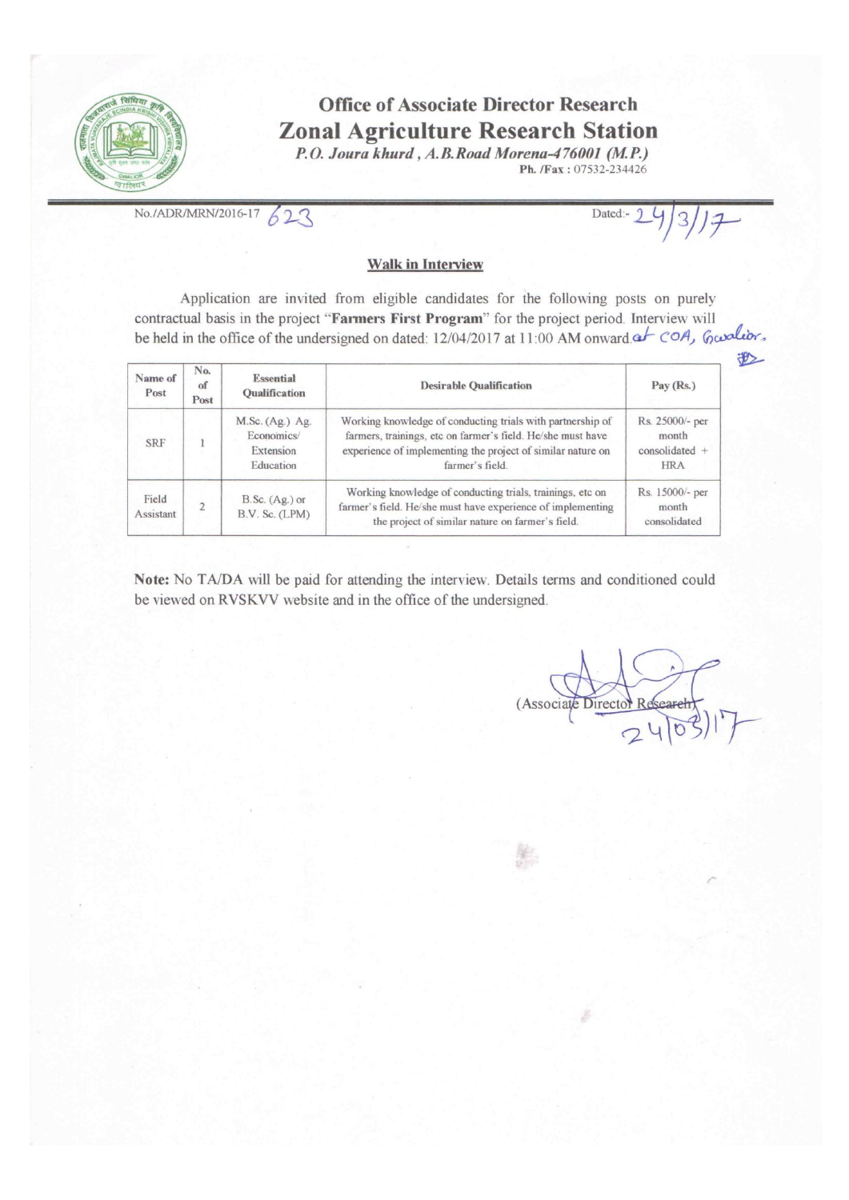# Office of Associate Director Research

## Zonal Agriculture Research Station

*P.O. Joura khurd , A.B.Road Morena-476001 (M.P.)*

**Ph. /Fax :** 07532-234426

No./ADR/MRN/2016-17 623

Dated:- 24/3/17

**Walk in Interview**

Application are invited from eligible candidates for the following posts on purely contractual basis in the project "**Farmers First Program**" for the project period. Interview will be held in the office of the undersigned on dated: 12/04/2017 at 11:00 AM onward at COA, Gwalior.

| Name of Post | No. of Post | Essential Qualification | Desirable Qualification | Pay (Rs.) |
|---|---|---|---|---|
| SRF | 1 | M.Sc. (Ag.) Ag. Economics/ Extension Education | Working knowledge of conducting trials with partnership of farmers, trainings, etc on farmer's field. He/she must have experience of implementing the project of similar nature on farmer's field. | Rs. 25000/- per month consolidated + HRA |
| Field Assistant | 2 | B.Sc. (Ag.) or B.V. Sc. (LPM) | Working knowledge of conducting trials, trainings, etc on farmer's field. He/she must have experience of implementing the project of similar nature on farmer's field. | Rs. 15000/- per month consolidated |

**Note:** No TA/DA will be paid for attending the interview. Details terms and conditioned could be viewed on RVSKVV website and in the office of the undersigned.

(Associate Director Research)

24/03/17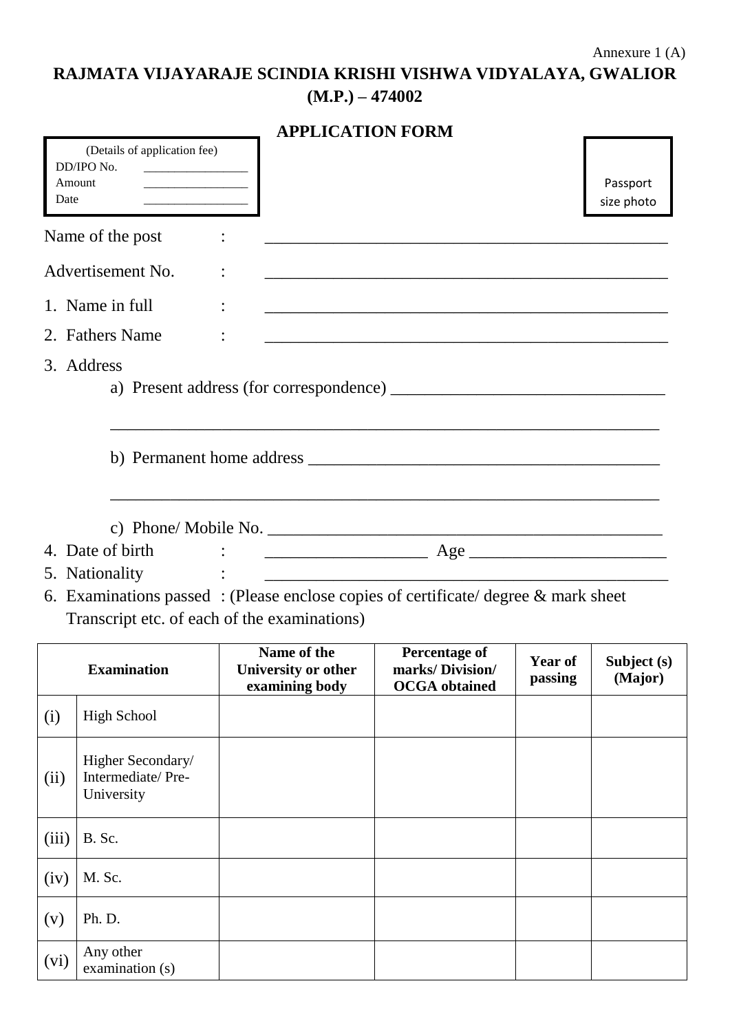Annexure 1 (A)

# RAJMATA VIJAYARAJE SCINDIA KRISHI VISHWA VIDYALAYA, GWALIOR (M.P.) – 474002

## APPLICATION FORM

(Details of application fee)
DD/IPO No. ________________
Amount ________________
Date ________________

Passport size photo

Name of the post : ______________________________________________

Advertisement No. : ______________________________________________

1. Name in full : ______________________________________________
2. Fathers Name : ______________________________________________
3. Address
   a) Present address (for correspondence) ______________________________

   ______________________________________________________________

   b) Permanent home address ______________________________________

   ______________________________________________________________

   c) Phone/ Mobile No. ___________________________________________
4. Date of birth : __________________ Age ______________________
5. Nationality : ______________________________________________
6. Examinations passed : (Please enclose copies of certificate/ degree & mark sheet Transcript etc. of each of the examinations)

| Examination | | Name of the University or other examining body | Percentage of marks/ Division/ OCGA obtained | Year of passing | Subject (s) (Major) |
|---|---|---|---|---|---|
| (i) | High School | | | | |
| (ii) | Higher Secondary/ Intermediate/ Pre-University | | | | |
| (iii) | B. Sc. | | | | |
| (iv) | M. Sc. | | | | |
| (v) | Ph. D. | | | | |
| (vi) | Any other examination (s) | | | | |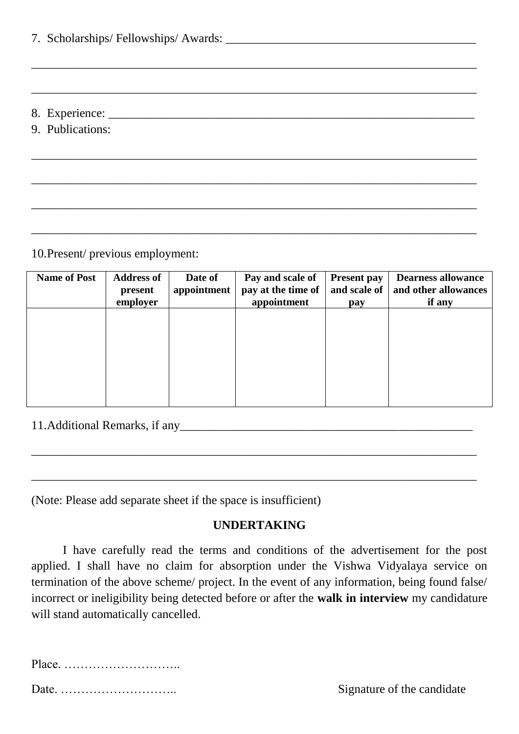7. Scholarships/ Fellowships/ Awards: ___________________________________________

_______________________________________________________________________________

_______________________________________________________________________________

8. Experience: _________________________________________________________________

9. Publications:

_______________________________________________________________________________

_______________________________________________________________________________

_______________________________________________________________________________

_______________________________________________________________________________

10.Present/ previous employment:

| Name of Post | Address of present employer | Date of appointment | Pay and scale of pay at the time of appointment | Present pay and scale of pay | Dearness allowance and other allowances if any |
|---|---|---|---|---|---|
| | | | | | |

11.Additional Remarks, if any_____________________________________________________

_______________________________________________________________________________

_______________________________________________________________________________

(Note: Please add separate sheet if the space is insufficient)

**UNDERTAKING**

I have carefully read the terms and conditions of the advertisement for the post applied. I shall have no claim for absorption under the Vishwa Vidyalaya service on termination of the above scheme/ project. In the event of any information, being found false/ incorrect or ineligibility being detected before or after the **walk in interview** my candidature will stand automatically cancelled.

Place. ………………………..

Date. ………………………..

Signature of the candidate